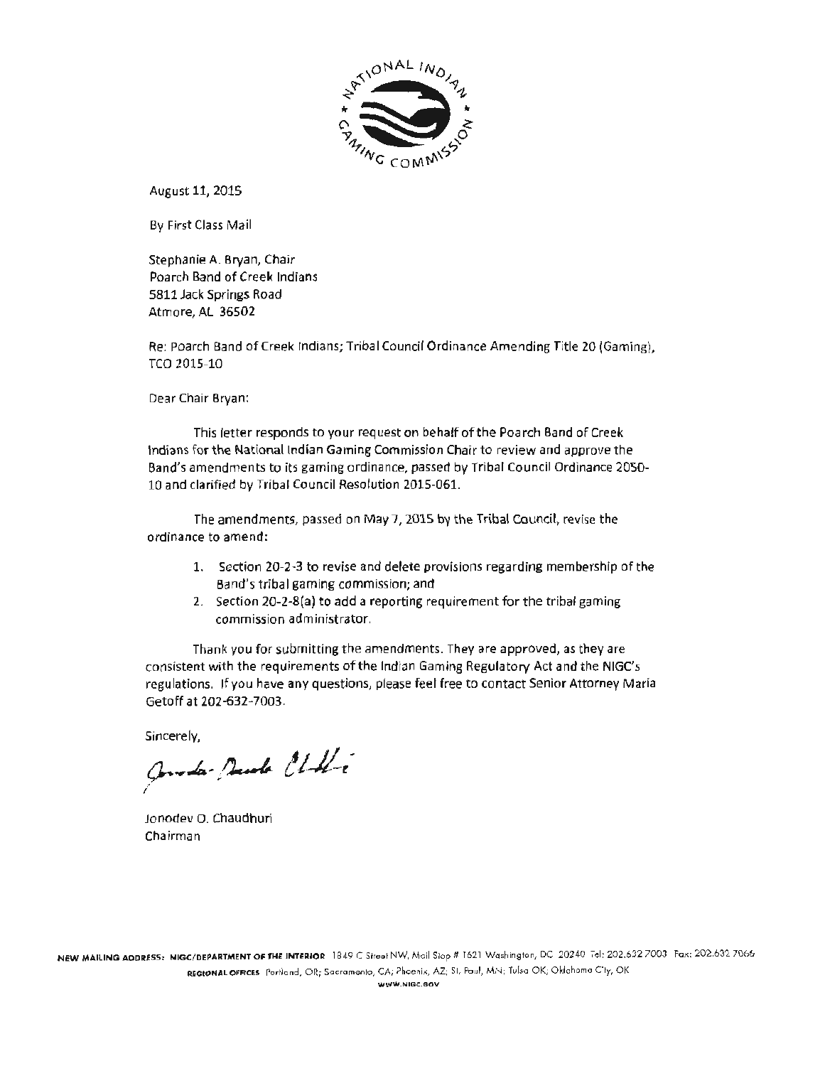August 11, 2015

By First Class Mail

Stephanie A. Bryan, Chair
Poarch Band of Creek Indians
5811 Jack Springs Road
Atmore, AL 36502

Re: Poarch Band of Creek Indians; Tribal Council Ordinance Amending Title 20 (Gaming), TCO 2015-10

Dear Chair Bryan:

This letter responds to your request on behalf of the Poarch Band of Creek Indians for the National Indian Gaming Commission Chair to review and approve the Band's amendments to its gaming ordinance, passed by Tribal Council Ordinance 2050-10 and clarified by Tribal Council Resolution 2015-061.

The amendments, passed on May 7, 2015 by the Tribal Council, revise the ordinance to amend:

1. Section 20-2-3 to revise and delete provisions regarding membership of the Band's tribal gaming commission; and
2. Section 20-2-8(a) to add a reporting requirement for the tribal gaming commission administrator.

Thank you for submitting the amendments. They are approved, as they are consistent with the requirements of the Indian Gaming Regulatory Act and the NIGC's regulations. If you have any questions, please feel free to contact Senior Attorney Maria Getoff at 202-632-7003.

Sincerely,

Jonodev O. Chaudhuri
Chairman

NEW MAILING ADDRESS: NIGC/DEPARTMENT OF THE INTERIOR 1849 C Street NW, Mail Stop # 1621 Washington, DC 20240 Tel: 202.632.7003 Fax: 202.632.7066
REGIONAL OFFICES Portland, OR; Sacramento, CA; Phoenix, AZ; St. Paul, MN; Tulsa OK; Oklahoma City, OK
WWW.NIGC.GOV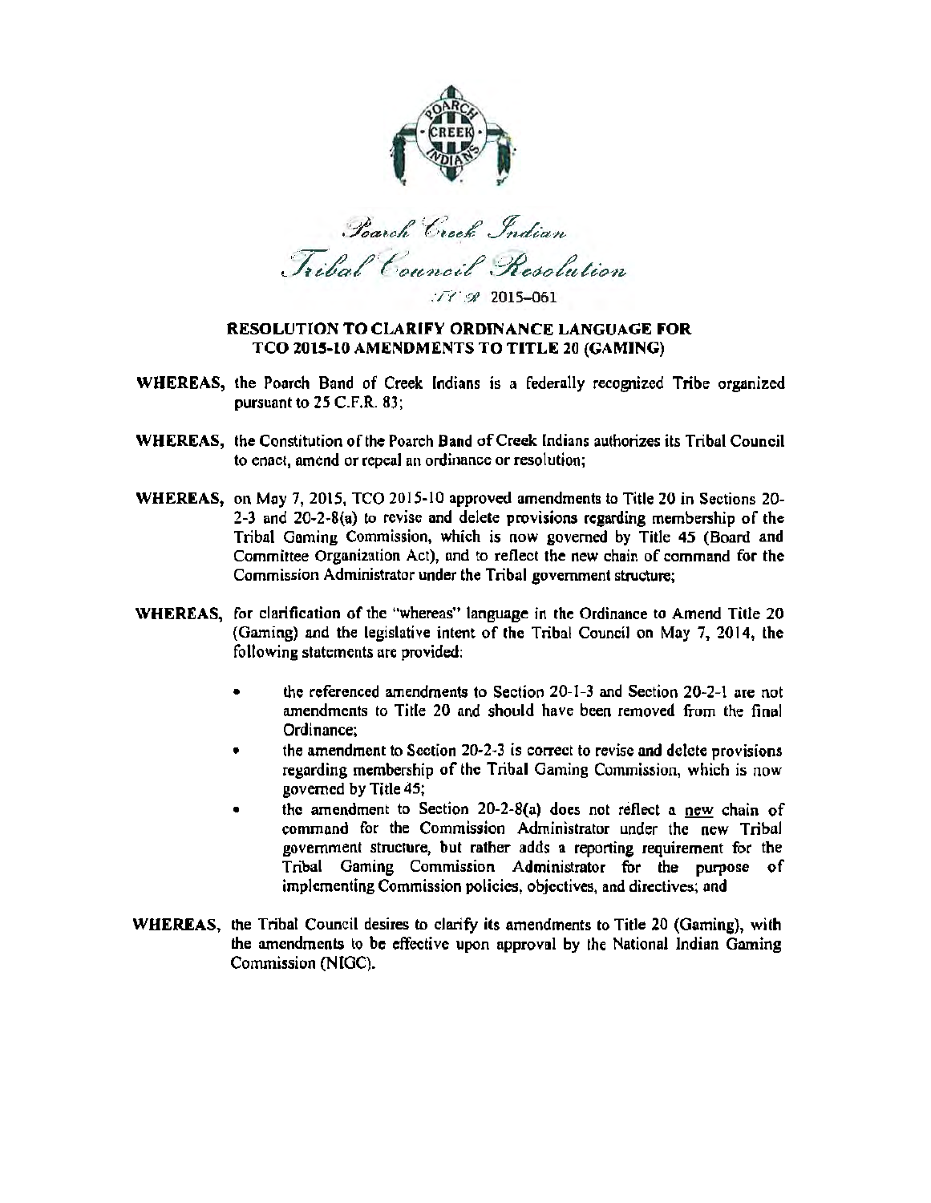*Poarch Creek Indian*

*Tribal Council Resolution*

*TCR* 2015–061

## RESOLUTION TO CLARIFY ORDINANCE LANGUAGE FOR TCO 2015-10 AMENDMENTS TO TITLE 20 (GAMING)

**WHEREAS,** the Poarch Band of Creek Indians is a federally recognized Tribe organized pursuant to 25 C.F.R. 83;

**WHEREAS,** the Constitution of the Poarch Band of Creek Indians authorizes its Tribal Council to enact, amend or repeal an ordinance or resolution;

**WHEREAS,** on May 7, 2015, TCO 2015-10 approved amendments to Title 20 in Sections 20-2-3 and 20-2-8(a) to revise and delete provisions regarding membership of the Tribal Gaming Commission, which is now governed by Title 45 (Board and Committee Organization Act), and to reflect the new chain of command for the Commission Administrator under the Tribal government structure;

**WHEREAS,** for clarification of the "whereas" language in the Ordinance to Amend Title 20 (Gaming) and the legislative intent of the Tribal Council on May 7, 2014, the following statements are provided:

- the referenced amendments to Section 20-1-3 and Section 20-2-1 are not amendments to Title 20 and should have been removed from the final Ordinance;
- the amendment to Section 20-2-3 is correct to revise and delete provisions regarding membership of the Tribal Gaming Commission, which is now governed by Title 45;
- the amendment to Section 20-2-8(a) does not reflect a new chain of command for the Commission Administrator under the new Tribal government structure, but rather adds a reporting requirement for the Tribal Gaming Commission Administrator for the purpose of implementing Commission policies, objectives, and directives; and

**WHEREAS,** the Tribal Council desires to clarify its amendments to Title 20 (Gaming), with the amendments to be effective upon approval by the National Indian Gaming Commission (NIGC).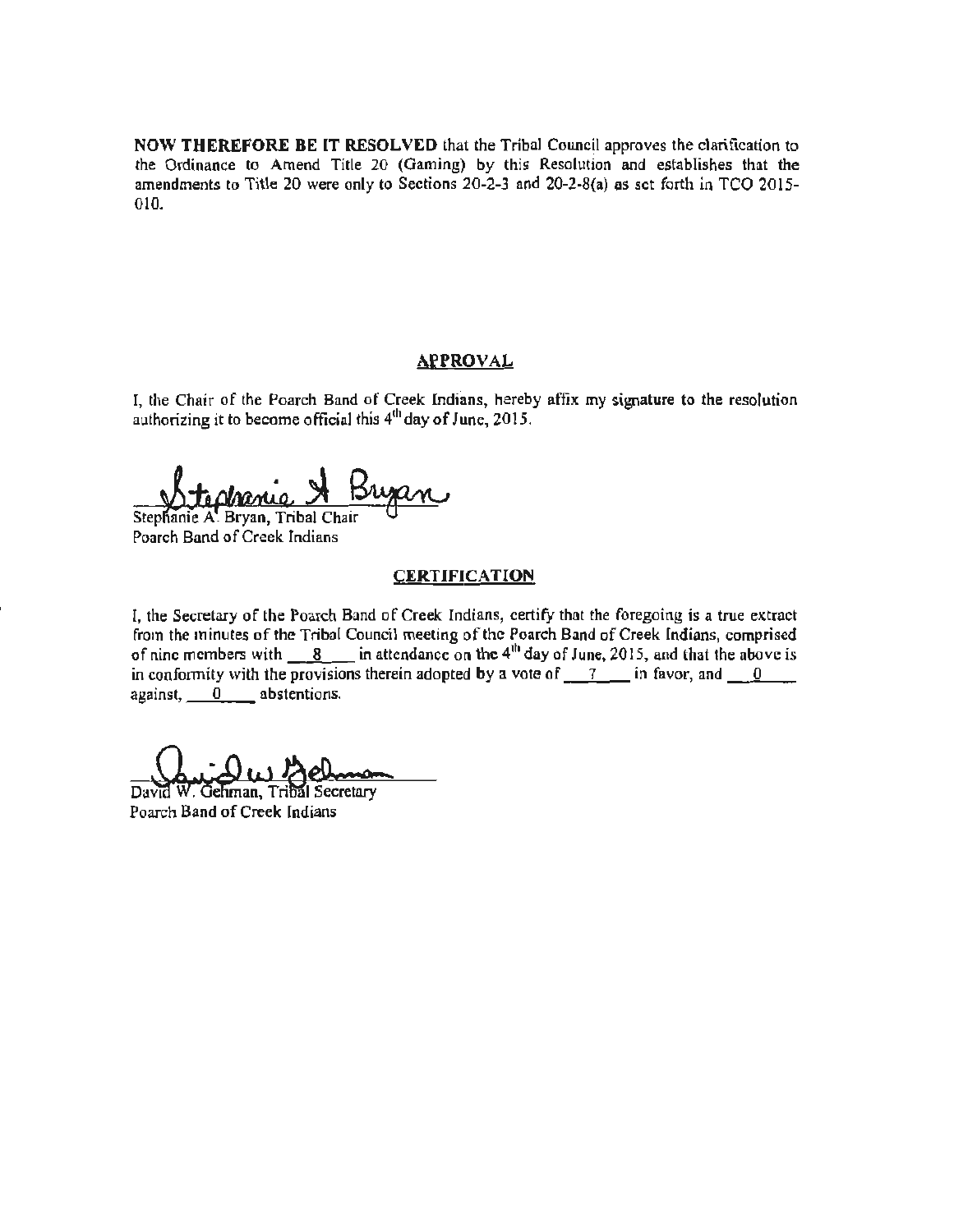**NOW THEREFORE BE IT RESOLVED** that the Tribal Council approves the clarification to the Ordinance to Amend Title 20 (Gaming) by this Resolution and establishes that the amendments to Title 20 were only to Sections 20-2-3 and 20-2-8(a) as set forth in TCO 2015-010.

## APPROVAL

I, the Chair of the Poarch Band of Creek Indians, hereby affix my signature to the resolution authorizing it to become official this 4th day of June, 2015.

Stephanie A. Bryan

Stephanie A. Bryan, Tribal Chair
Poarch Band of Creek Indians

## CERTIFICATION

I, the Secretary of the Poarch Band of Creek Indians, certify that the foregoing is a true extract from the minutes of the Tribal Council meeting of the Poarch Band of Creek Indians, comprised of nine members with 8 in attendance on the 4th day of June, 2015, and that the above is in conformity with the provisions therein adopted by a vote of 7 in favor, and 0 against, 0 abstentions.

David W. Gehman

David W. Gehman, Tribal Secretary
Poarch Band of Creek Indians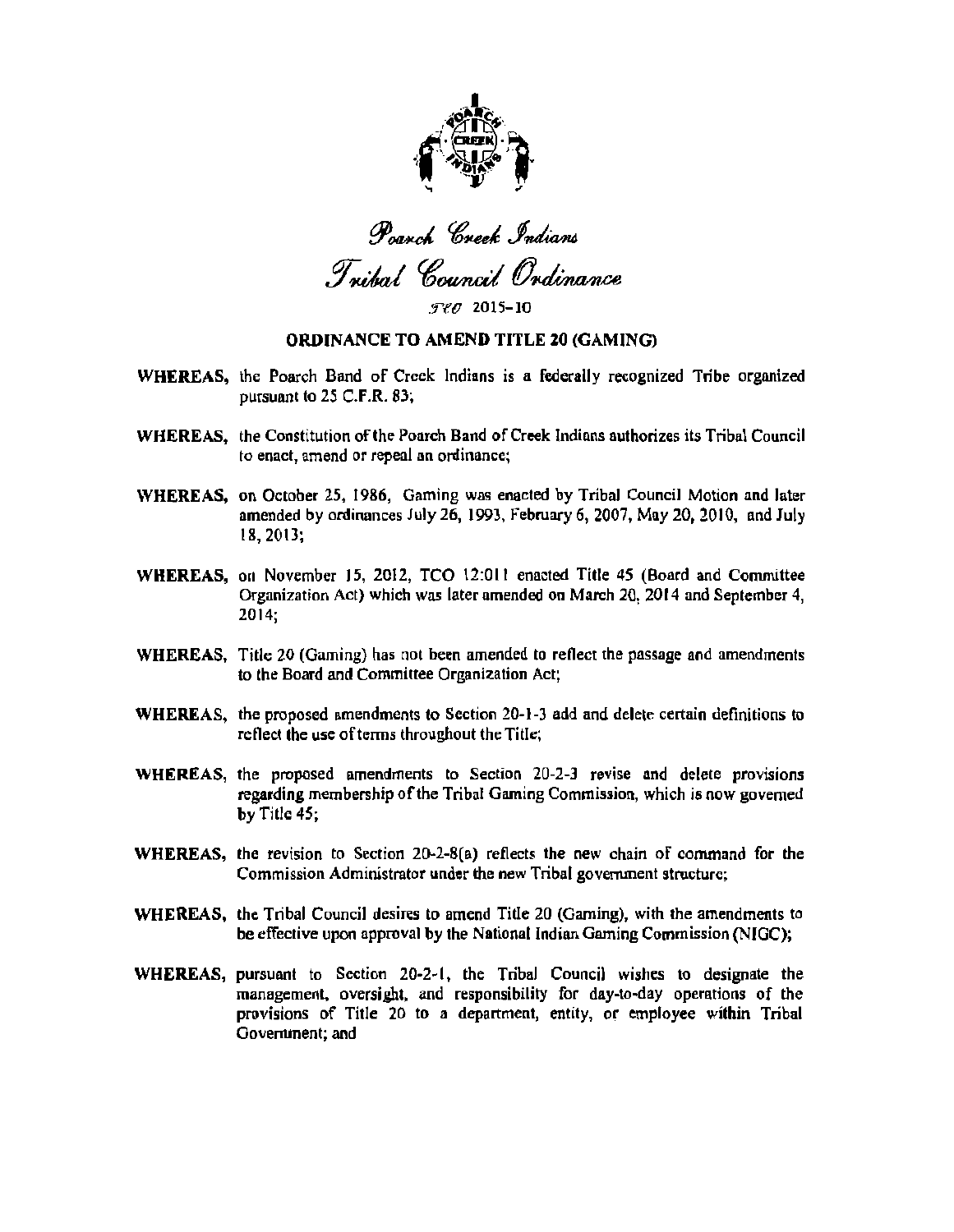*Poarch Creek Indians*

*Tribal Council Ordinance*

*TCO* 2015-10

## ORDINANCE TO AMEND TITLE 20 (GAMING)

**WHEREAS,** the Poarch Band of Creek Indians is a federally recognized Tribe organized pursuant to 25 C.F.R. 83;

**WHEREAS,** the Constitution of the Poarch Band of Creek Indians authorizes its Tribal Council to enact, amend or repeal an ordinance;

**WHEREAS,** on October 25, 1986, Gaming was enacted by Tribal Council Motion and later amended by ordinances July 26, 1993, February 6, 2007, May 20, 2010, and July 18, 2013;

**WHEREAS,** on November 15, 2012, TCO 12:011 enacted Title 45 (Board and Committee Organization Act) which was later amended on March 20, 2014 and September 4, 2014;

**WHEREAS,** Title 20 (Gaming) has not been amended to reflect the passage and amendments to the Board and Committee Organization Act;

**WHEREAS,** the proposed amendments to Section 20-1-3 add and delete certain definitions to reflect the use of terms throughout the Title;

**WHEREAS,** the proposed amendments to Section 20-2-3 revise and delete provisions regarding membership of the Tribal Gaming Commission, which is now governed by Title 45;

**WHEREAS,** the revision to Section 20-2-8(a) reflects the new chain of command for the Commission Administrator under the new Tribal government structure;

**WHEREAS,** the Tribal Council desires to amend Title 20 (Gaming), with the amendments to be effective upon approval by the National Indian Gaming Commission (NIGC);

**WHEREAS,** pursuant to Section 20-2-1, the Tribal Council wishes to designate the management, oversight, and responsibility for day-to-day operations of the provisions of Title 20 to a department, entity, or employee within Tribal Government; and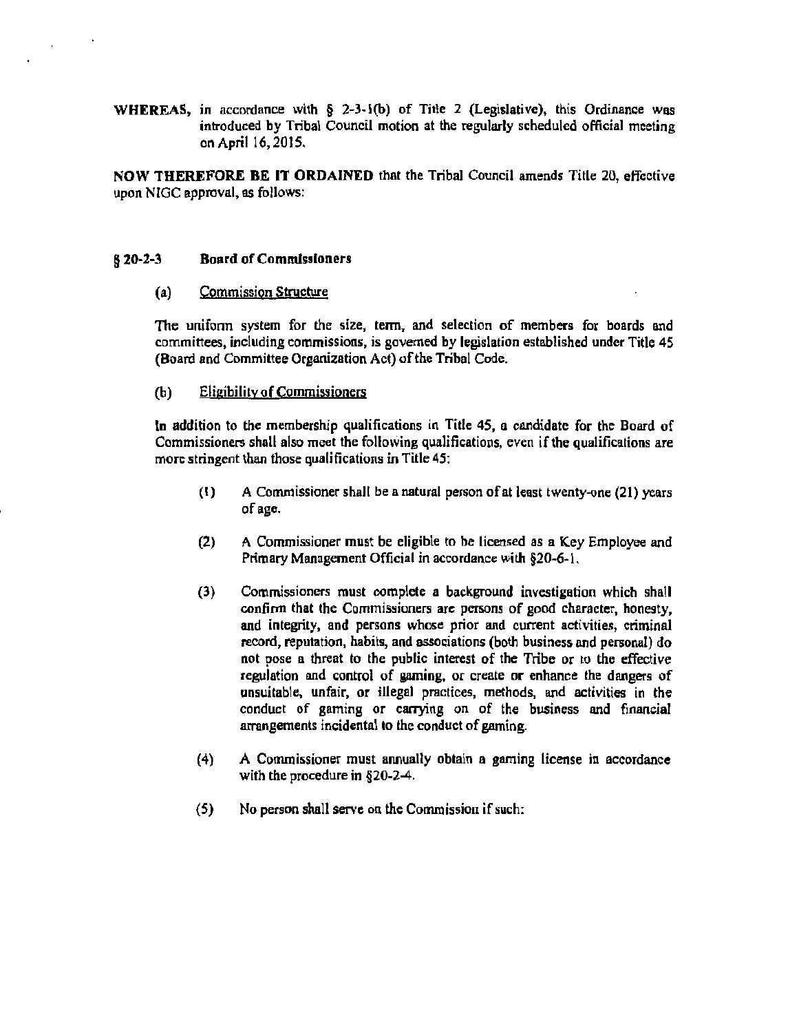**WHEREAS,** in accordance with § 2-3-1(b) of Title 2 (Legislative), this Ordinance was introduced by Tribal Council motion at the regularly scheduled official meeting on April 16, 2015.

**NOW THEREFORE BE IT ORDAINED** that the Tribal Council amends Title 20, effective upon NIGC approval, as follows:

### § 20-2-3 Board of Commissioners

(a) Commission Structure

The uniform system for the size, term, and selection of members for boards and committees, including commissions, is governed by legislation established under Title 45 (Board and Committee Organization Act) of the Tribal Code.

(b) Eligibility of Commissioners

In addition to the membership qualifications in Title 45, a candidate for the Board of Commissioners shall also meet the following qualifications, even if the qualifications are more stringent than those qualifications in Title 45:

(1) A Commissioner shall be a natural person of at least twenty-one (21) years of age.

(2) A Commissioner must be eligible to be licensed as a Key Employee and Primary Management Official in accordance with §20-6-1.

(3) Commissioners must complete a background investigation which shall confirm that the Commissioners are persons of good character, honesty, and integrity, and persons whose prior and current activities, criminal record, reputation, habits, and associations (both business and personal) do not pose a threat to the public interest of the Tribe or to the effective regulation and control of gaming, or create or enhance the dangers of unsuitable, unfair, or illegal practices, methods, and activities in the conduct of gaming or carrying on of the business and financial arrangements incidental to the conduct of gaming.

(4) A Commissioner must annually obtain a gaming license in accordance with the procedure in §20-2-4.

(5) No person shall serve on the Commission if such: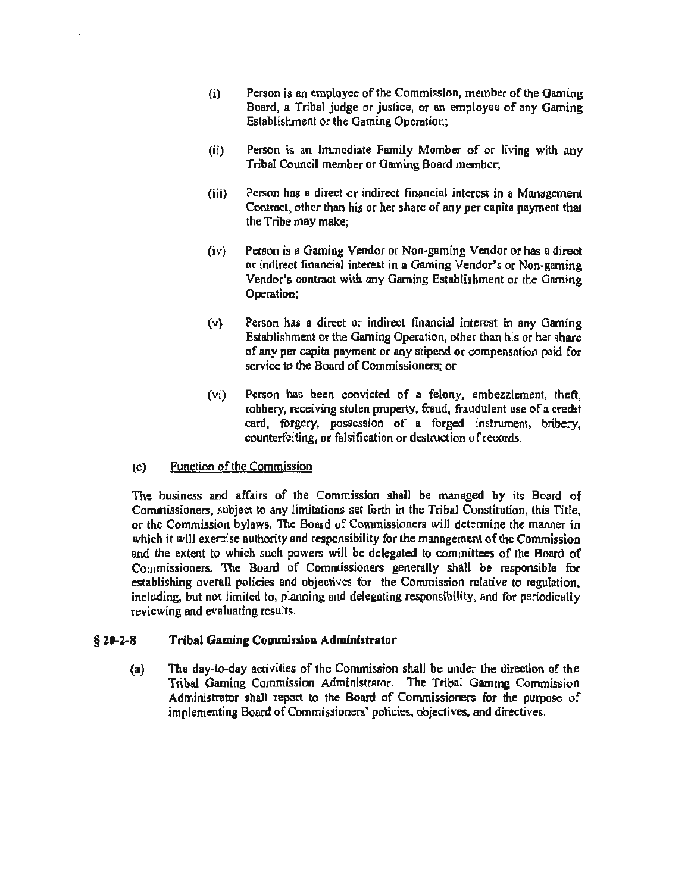(i) Person is an employee of the Commission, member of the Gaming Board, a Tribal judge or justice, or an employee of any Gaming Establishment or the Gaming Operation;

(ii) Person is an Immediate Family Member of or living with any Tribal Council member or Gaming Board member;

(iii) Person has a direct or indirect financial interest in a Management Contract, other than his or her share of any per capita payment that the Tribe may make;

(iv) Person is a Gaming Vendor or Non-gaming Vendor or has a direct or indirect financial interest in a Gaming Vendor's or Non-gaming Vendor's contract with any Gaming Establishment or the Gaming Operation;

(v) Person has a direct or indirect financial interest in any Gaming Establishment or the Gaming Operation, other than his or her share of any per capita payment or any stipend or compensation paid for service to the Board of Commissioners; or

(vi) Person has been convicted of a felony, embezzlement, theft, robbery, receiving stolen property, fraud, fraudulent use of a credit card, forgery, possession of a forged instrument, bribery, counterfeiting, or falsification or destruction of records.

(c) Function of the Commission

The business and affairs of the Commission shall be managed by its Board of Commissioners, subject to any limitations set forth in the Tribal Constitution, this Title, or the Commission bylaws. The Board of Commissioners will determine the manner in which it will exercise authority and responsibility for the management of the Commission and the extent to which such powers will be delegated to committees of the Board of Commissioners. The Board of Commissioners generally shall be responsible for establishing overall policies and objectives for the Commission relative to regulation, including, but not limited to, planning and delegating responsibility, and for periodically reviewing and evaluating results.

## § 20-2-8 Tribal Gaming Commission Administrator

(a) The day-to-day activities of the Commission shall be under the direction of the Tribal Gaming Commission Administrator. The Tribal Gaming Commission Administrator shall report to the Board of Commissioners for the purpose of implementing Board of Commissioners' policies, objectives, and directives.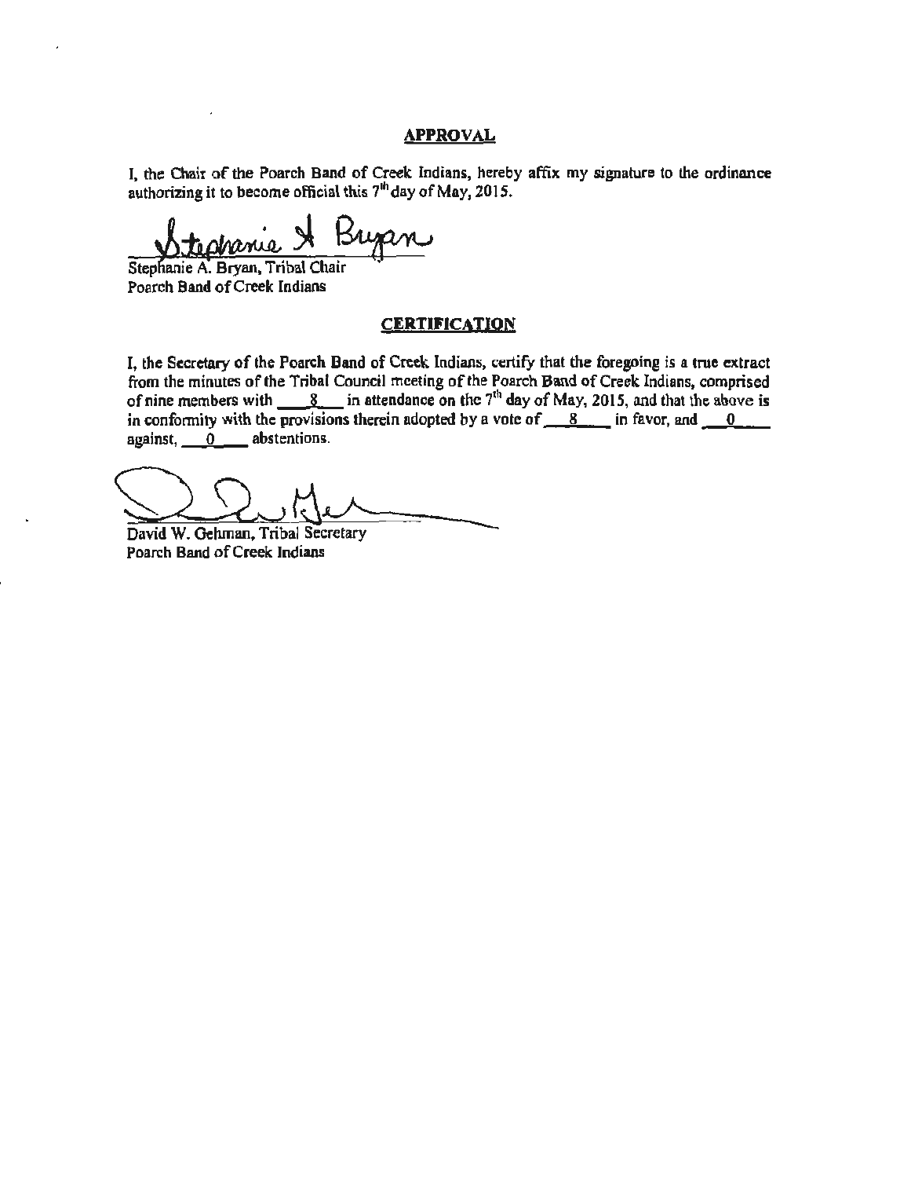## APPROVAL

I, the Chair of the Poarch Band of Creek Indians, hereby affix my signature to the ordinance authorizing it to become official this 7th day of May, 2015.

Stephanie A. Bryan, Tribal Chair
Poarch Band of Creek Indians

## CERTIFICATION

I, the Secretary of the Poarch Band of Creek Indians, certify that the foregoing is a true extract from the minutes of the Tribal Council meeting of the Poarch Band of Creek Indians, comprised of nine members with 8 in attendance on the 7th day of May, 2015, and that the above is in conformity with the provisions therein adopted by a vote of 8 in favor, and 0 against, 0 abstentions.

David W. Gehman, Tribal Secretary
Poarch Band of Creek Indians